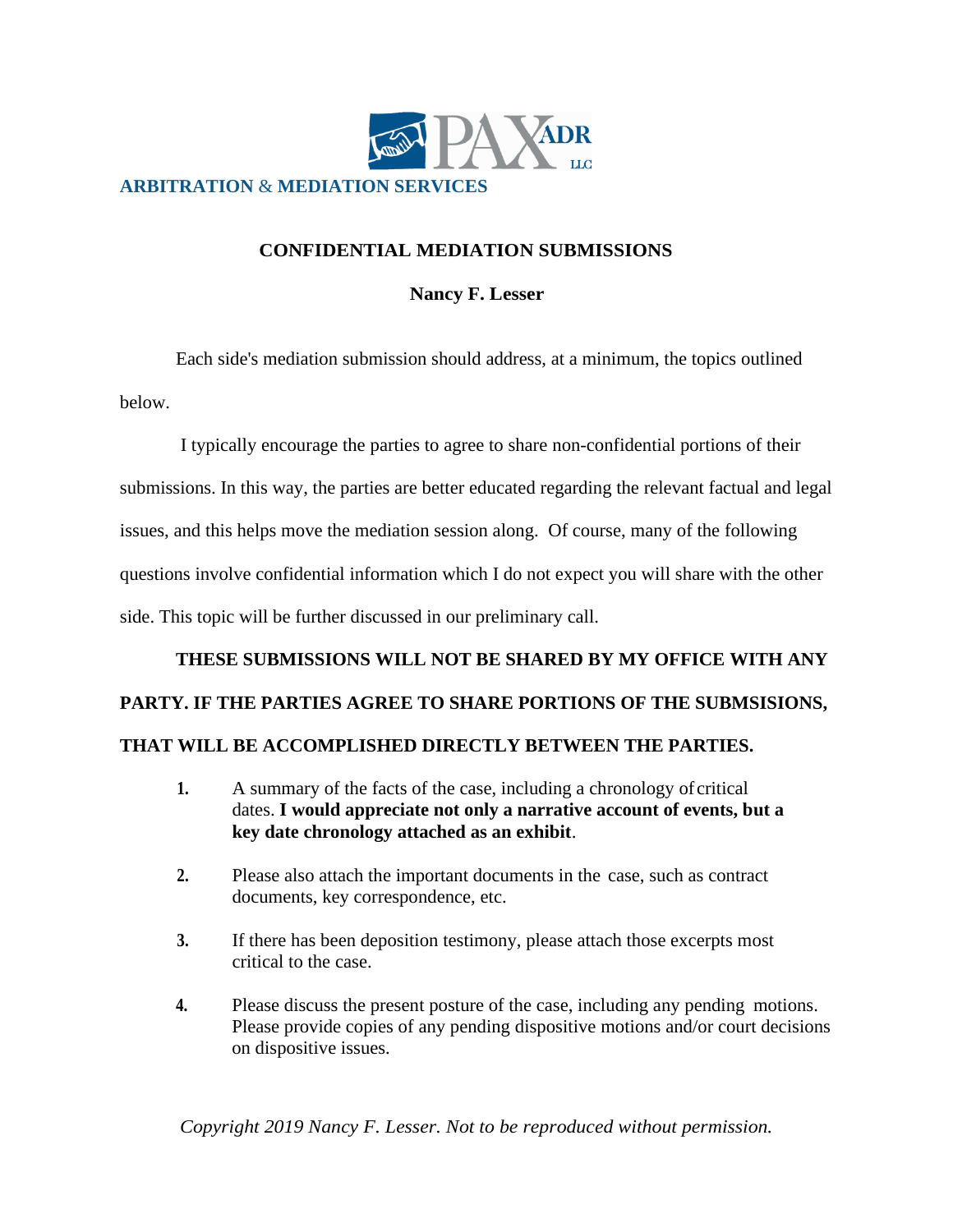PAX ADR LLC

**ARBITRATION & MEDIATION SERVICES**

# CONFIDENTIAL MEDIATION SUBMISSIONS

**Nancy F. Lesser**

Each side's mediation submission should address, at a minimum, the topics outlined below.

I typically encourage the parties to agree to share non-confidential portions of their submissions. In this way, the parties are better educated regarding the relevant factual and legal issues, and this helps move the mediation session along. Of course, many of the following questions involve confidential information which I do not expect you will share with the other side. This topic will be further discussed in our preliminary call.

**THESE SUBMISSIONS WILL NOT BE SHARED BY MY OFFICE WITH ANY PARTY. IF THE PARTIES AGREE TO SHARE PORTIONS OF THE SUBMSISIONS, THAT WILL BE ACCOMPLISHED DIRECTLY BETWEEN THE PARTIES.**

1. A summary of the facts of the case, including a chronology of critical dates. **I would appreciate not only a narrative account of events, but a key date chronology attached as an exhibit**.

2. Please also attach the important documents in the case, such as contract documents, key correspondence, etc.

3. If there has been deposition testimony, please attach those excerpts most critical to the case.

4. Please discuss the present posture of the case, including any pending motions. Please provide copies of any pending dispositive motions and/or court decisions on dispositive issues.

*Copyright 2019 Nancy F. Lesser. Not to be reproduced without permission.*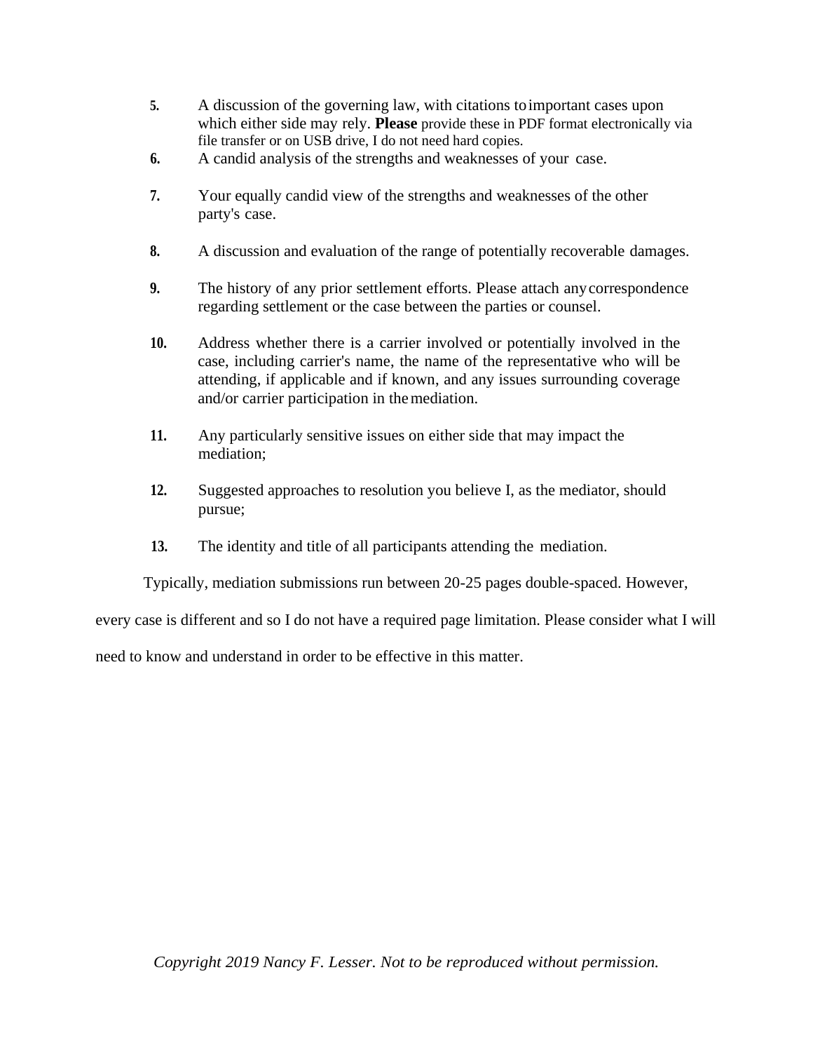5. A discussion of the governing law, with citations to important cases upon which either side may rely. **Please** provide these in PDF format electronically via file transfer or on USB drive, I do not need hard copies.
6. A candid analysis of the strengths and weaknesses of your case.
7. Your equally candid view of the strengths and weaknesses of the other party's case.
8. A discussion and evaluation of the range of potentially recoverable damages.
9. The history of any prior settlement efforts. Please attach any correspondence regarding settlement or the case between the parties or counsel.
10. Address whether there is a carrier involved or potentially involved in the case, including carrier's name, the name of the representative who will be attending, if applicable and if known, and any issues surrounding coverage and/or carrier participation in the mediation.
11. Any particularly sensitive issues on either side that may impact the mediation;
12. Suggested approaches to resolution you believe I, as the mediator, should pursue;
13. The identity and title of all participants attending the mediation.

Typically, mediation submissions run between 20-25 pages double-spaced. However, every case is different and so I do not have a required page limitation. Please consider what I will need to know and understand in order to be effective in this matter.

*Copyright 2019 Nancy F. Lesser. Not to be reproduced without permission.*